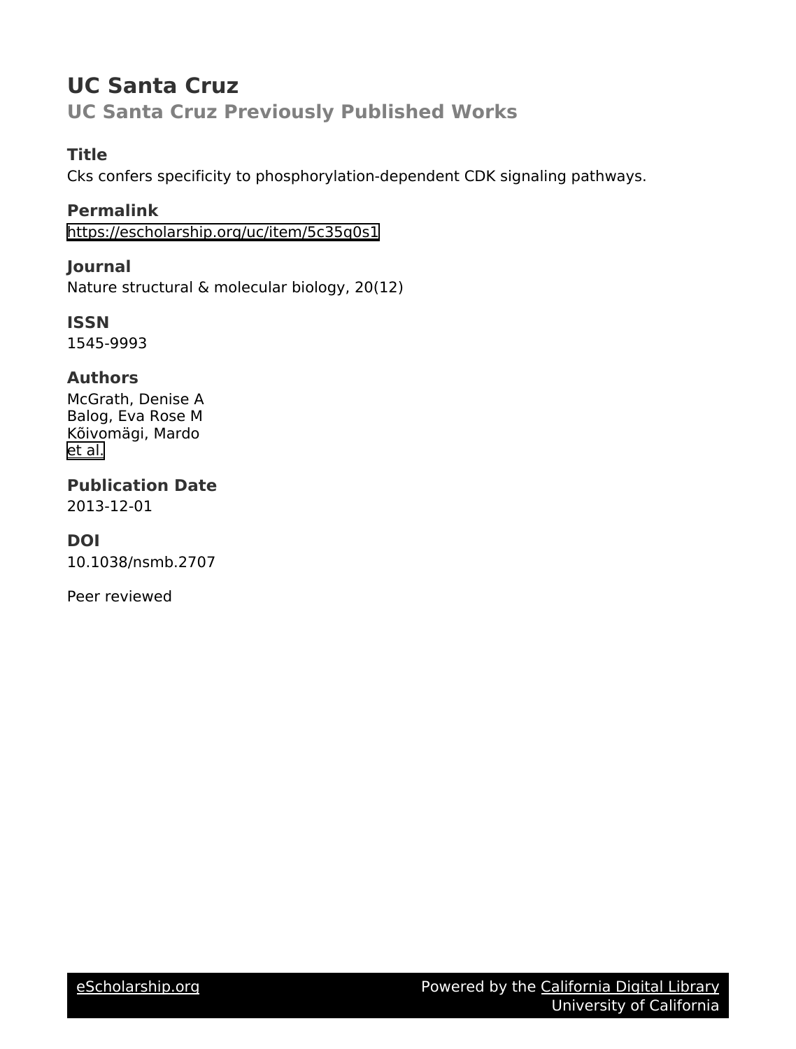# UC Santa Cruz

## UC Santa Cruz Previously Published Works

### Title

Cks confers specificity to phosphorylation-dependent CDK signaling pathways.

### Permalink

https://escholarship.org/uc/item/5c35q0s1

### Journal

Nature structural & molecular biology, 20(12)

### ISSN

1545-9993

### Authors

McGrath, Denise A
Balog, Eva Rose M
Kõivomägi, Mardo
et al.

### Publication Date

2013-12-01

### DOI

10.1038/nsmb.2707

Peer reviewed

eScholarship.org Powered by the California Digital Library University of California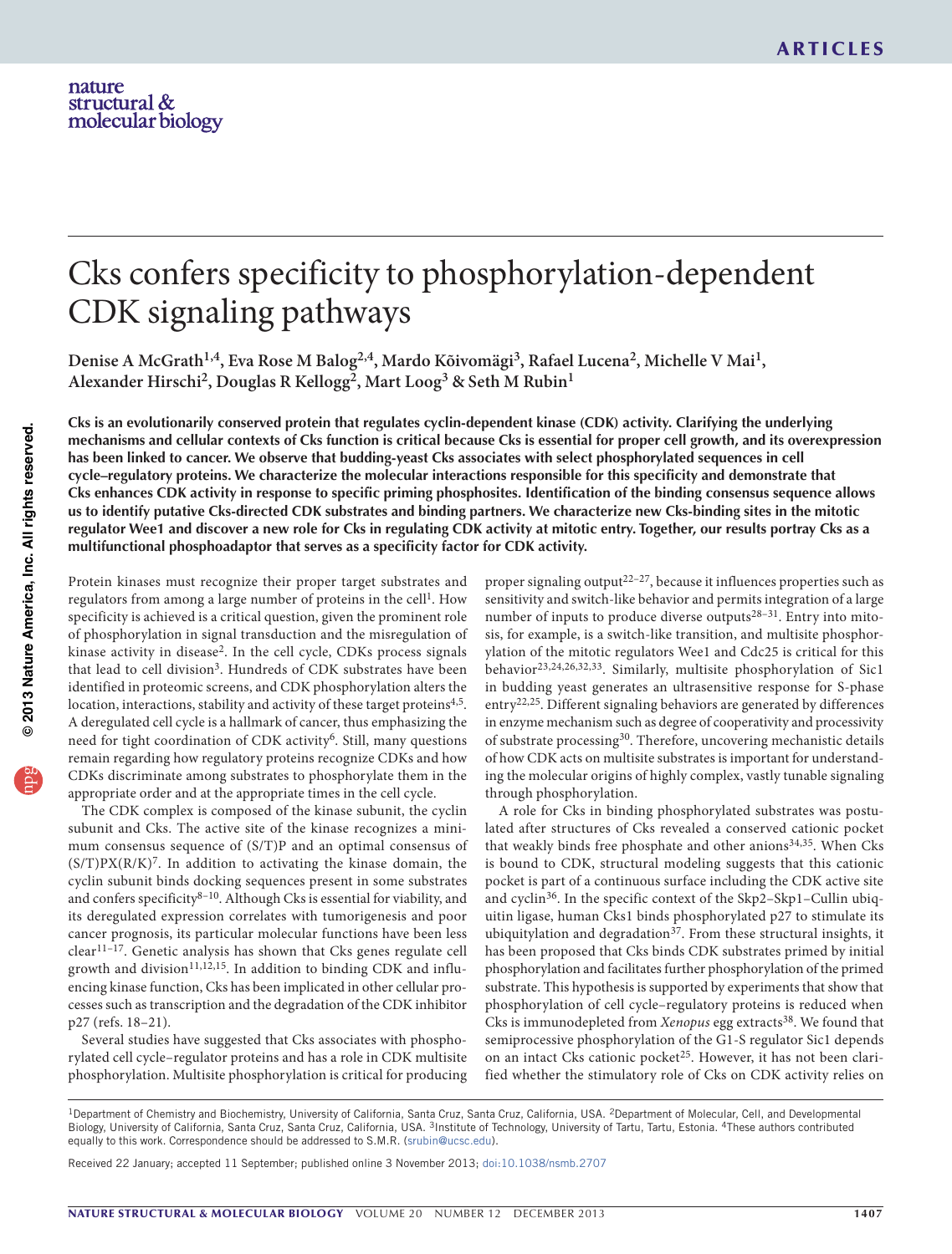# Cks confers specificity to phosphorylation-dependent CDK signaling pathways

**Denise A McGrath[1,4], Eva Rose M Balog[2,4], Mardo Kõivomägi[3], Rafael Lucena[2], Michelle V Mai[1], Alexander Hirschi[2], Douglas R Kellogg[2], Mart Loog[3] & Seth M Rubin[1]**

**Cks is an evolutionarily conserved protein that regulates cyclin-dependent kinase (CDK) activity. Clarifying the underlying mechanisms and cellular contexts of Cks function is critical because Cks is essential for proper cell growth, and its overexpression has been linked to cancer. We observe that budding-yeast Cks associates with select phosphorylated sequences in cell cycle–regulatory proteins. We characterize the molecular interactions responsible for this specificity and demonstrate that Cks enhances CDK activity in response to specific priming phosphosites. Identification of the binding consensus sequence allows us to identify putative Cks-directed CDK substrates and binding partners. We characterize new Cks-binding sites in the mitotic regulator Wee1 and discover a new role for Cks in regulating CDK activity at mitotic entry. Together, our results portray Cks as a multifunctional phosphoadaptor that serves as a specificity factor for CDK activity.**

Protein kinases must recognize their proper target substrates and regulators from among a large number of proteins in the cell[1]. How specificity is achieved is a critical question, given the prominent role of phosphorylation in signal transduction and the misregulation of kinase activity in disease[2]. In the cell cycle, CDKs process signals that lead to cell division[3]. Hundreds of CDK substrates have been identified in proteomic screens, and CDK phosphorylation alters the location, interactions, stability and activity of these target proteins[4,5]. A deregulated cell cycle is a hallmark of cancer, thus emphasizing the need for tight coordination of CDK activity[6]. Still, many questions remain regarding how regulatory proteins recognize CDKs and how CDKs discriminate among substrates to phosphorylate them in the appropriate order and at the appropriate times in the cell cycle.

The CDK complex is composed of the kinase subunit, the cyclin subunit and Cks. The active site of the kinase recognizes a minimum consensus sequence of (S/T)P and an optimal consensus of (S/T)PX(R/K)[7]. In addition to activating the kinase domain, the cyclin subunit binds docking sequences present in some substrates and confers specificity[8–10]. Although Cks is essential for viability, and its deregulated expression correlates with tumorigenesis and poor cancer prognosis, its particular molecular functions have been less clear[11–17]. Genetic analysis has shown that Cks genes regulate cell growth and division[11,12,15]. In addition to binding CDK and influencing kinase function, Cks has been implicated in other cellular processes such as transcription and the degradation of the CDK inhibitor p27 (refs. 18–21).

Several studies have suggested that Cks associates with phosphorylated cell cycle–regulator proteins and has a role in CDK multisite phosphorylation. Multisite phosphorylation is critical for producing proper signaling output[22–27], because it influences properties such as sensitivity and switch-like behavior and permits integration of a large number of inputs to produce diverse outputs[28–31]. Entry into mitosis, for example, is a switch-like transition, and multisite phosphorylation of the mitotic regulators Wee1 and Cdc25 is critical for this behavior[23,24,26,32,33]. Similarly, multisite phosphorylation of Sic1 in budding yeast generates an ultrasensitive response for S-phase entry[22,25]. Different signaling behaviors are generated by differences in enzyme mechanism such as degree of cooperativity and processivity of substrate processing[30]. Therefore, uncovering mechanistic details of how CDK acts on multisite substrates is important for understanding the molecular origins of highly complex, vastly tunable signaling through phosphorylation.

A role for Cks in binding phosphorylated substrates was postulated after structures of Cks revealed a conserved cationic pocket that weakly binds free phosphate and other anions[34,35]. When Cks is bound to CDK, structural modeling suggests that this cationic pocket is part of a continuous surface including the CDK active site and cyclin[36]. In the specific context of the Skp2–Skp1–Cullin ubiquitin ligase, human Cks1 binds phosphorylated p27 to stimulate its ubiquitylation and degradation[37]. From these structural insights, it has been proposed that Cks binds CDK substrates primed by initial phosphorylation and facilitates further phosphorylation of the primed substrate. This hypothesis is supported by experiments that show that phosphorylation of cell cycle–regulatory proteins is reduced when Cks is immunodepleted from *Xenopus* egg extracts[38]. We found that semiprocessive phosphorylation of the G1-S regulator Sic1 depends on an intact Cks cationic pocket[25]. However, it has not been clarified whether the stimulatory role of Cks on CDK activity relies on

[1]Department of Chemistry and Biochemistry, University of California, Santa Cruz, Santa Cruz, California, USA. [2]Department of Molecular, Cell, and Developmental Biology, University of California, Santa Cruz, Santa Cruz, California, USA. [3]Institute of Technology, University of Tartu, Tartu, Estonia. [4]These authors contributed equally to this work. Correspondence should be addressed to S.M.R. (srubin@ucsc.edu).

Received 22 January; accepted 11 September; published online 3 November 2013; doi:10.1038/nsmb.2707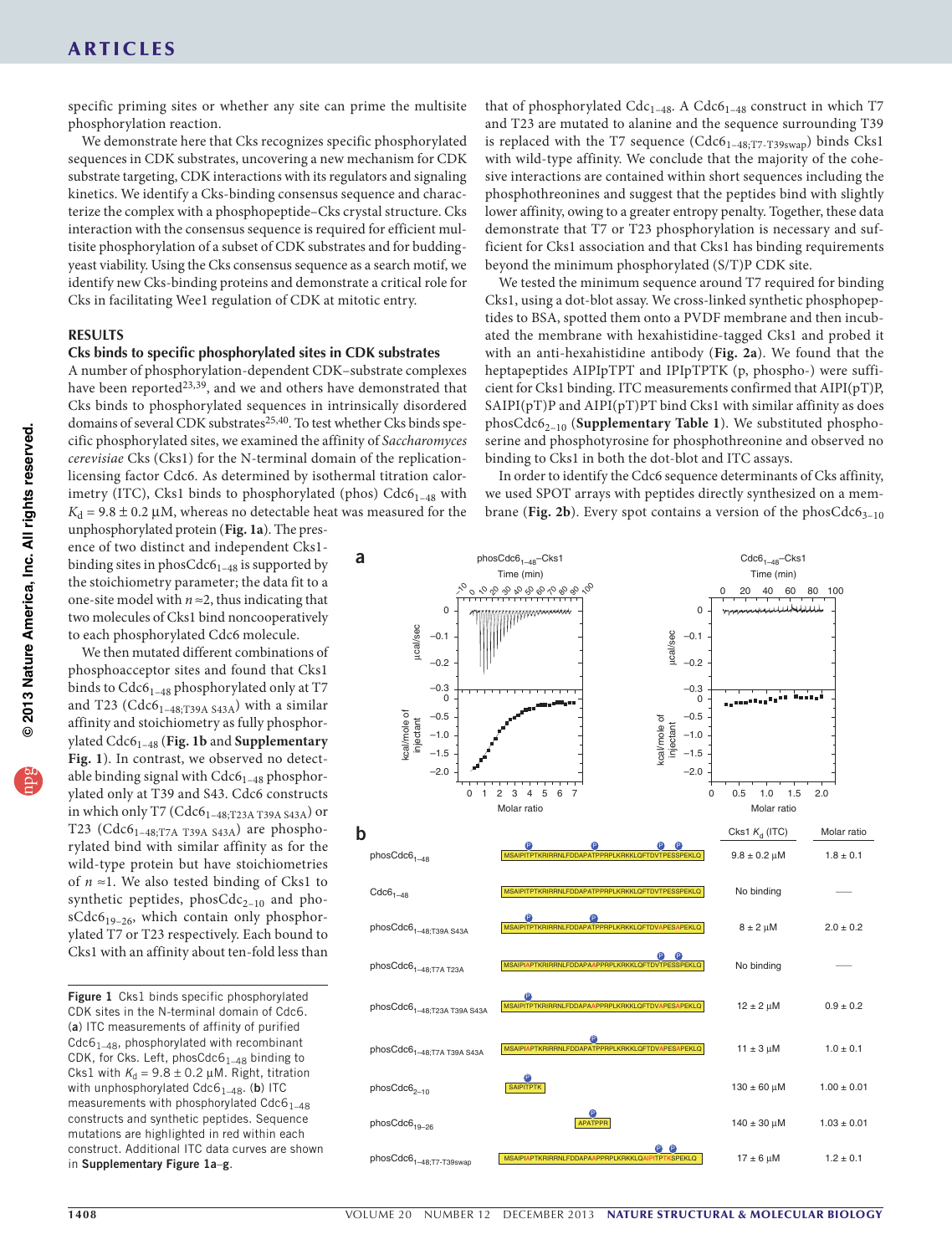specific priming sites or whether any site can prime the multisite phosphorylation reaction.

We demonstrate here that Cks recognizes specific phosphorylated sequences in CDK substrates, uncovering a new mechanism for CDK substrate targeting, CDK interactions with its regulators and signaling kinetics. We identify a Cks-binding consensus sequence and characterize the complex with a phosphopeptide–Cks crystal structure. Cks interaction with the consensus sequence is required for efficient multisite phosphorylation of a subset of CDK substrates and for budding-yeast viability. Using the Cks consensus sequence as a search motif, we identify new Cks-binding proteins and demonstrate a critical role for Cks in facilitating Wee1 regulation of CDK at mitotic entry.

## RESULTS

### Cks binds to specific phosphorylated sites in CDK substrates

A number of phosphorylation-dependent CDK–substrate complexes have been reported[23,39], and we and others have demonstrated that Cks binds to phosphorylated sequences in intrinsically disordered domains of several CDK substrates[25,40]. To test whether Cks binds specific phosphorylated sites, we examined the affinity of *Saccharomyces cerevisiae* Cks (Cks1) for the N-terminal domain of the replication-licensing factor Cdc6. As determined by isothermal titration calorimetry (ITC), Cks1 binds to phosphorylated (phos) $Cdc6_{1–48}$ with $K_d = 9.8 \pm 0.2$ μM, whereas no detectable heat was measured for the unphosphorylated protein (**Fig. 1a**). The presence of two distinct and independent Cks1-binding sites in phos$Cdc6_{1–48}$ is supported by the stoichiometry parameter; the data fit to a one-site model with $n \approx 2$, thus indicating that two molecules of Cks1 bind noncooperatively to each phosphorylated Cdc6 molecule.

We then mutated different combinations of phosphoacceptor sites and found that Cks1 binds to $Cdc6_{1–48}$ phosphorylated only at T7 and T23 ($Cdc6_{1–48;T39A\ S43A}$) with a similar affinity and stoichiometry as fully phosphorylated $Cdc6_{1–48}$ (**Fig. 1b** and **Supplementary Fig. 1**). In contrast, we observed no detectable binding signal with $Cdc6_{1–48}$ phosphorylated only at T39 and S43. Cdc6 constructs in which only T7 ($Cdc6_{1–48;T23A\ T39A\ S43A}$) or T23 ($Cdc6_{1–48;T7A\ T39A\ S43A}$) are phosphorylated bind with similar affinity as for the wild-type protein but have stoichiometries of $n \approx 1$. We also tested binding of Cks1 to synthetic peptides, phos$Cdc6_{2–10}$ and phos$Cdc6_{19–26}$, which contain only phosphorylated T7 or T23 respectively. Each bound to Cks1 with an affinity about ten-fold less than that of phosphorylated $Cdc_{1–48}$. A $Cdc6_{1–48}$ construct in which T7 and T23 are mutated to alanine and the sequence surrounding T39 is replaced with the T7 sequence ($Cdc6_{1–48;T7-T39swap}$) binds Cks1 with wild-type affinity. We conclude that the majority of the cohesive interactions are contained within short sequences including the phosphothreonines and suggest that the peptides bind with slightly lower affinity, owing to a greater entropy penalty. Together, these data demonstrate that T7 or T23 phosphorylation is necessary and sufficient for Cks1 association and that Cks1 has binding requirements beyond the minimum phosphorylated (S/T)P CDK site.

We tested the minimum sequence around T7 required for binding Cks1, using a dot-blot assay. We cross-linked synthetic phosphopeptides to BSA, spotted them onto a PVDF membrane and then incubated the membrane with hexahistidine-tagged Cks1 and probed it with an anti-hexahistidine antibody (**Fig. 2a**). We found that the heptapeptides AIPIpTPT and IPIpTPTK (p, phospho-) were sufficient for Cks1 binding. ITC measurements confirmed that AIPI(pT)P, SAIPI(pT)P and AIPI(pT)PT bind Cks1 with similar affinity as does phos$Cdc6_{2–10}$ (**Supplementary Table 1**). We substituted phosphoserine and phosphotyrosine for phosphothreonine and observed no binding to Cks1 in both the dot-blot and ITC assays.

In order to identify the Cdc6 sequence determinants of Cks affinity, we used SPOT arrays with peptides directly synthesized on a membrane (**Fig. 2b**). Every spot contains a version of the phos$Cdc6_{3–10}$

| Construct | Sequence | Cks1 $K_d$ (ITC) | Molar ratio |
|---|---|---|---|
| phos$Cdc6_{1–48}$ | MSAIPITPTKRIRRNLFDDAPATPPRPLKRKKLQFTDVTPESSPEKLQ (phospho at T7, T23, T39, S43) | 9.8 ± 0.2 μM | 1.8 ± 0.1 |
| $Cdc6_{1–48}$ | MSAIPITPTKRIRRNLFDDAPATPPRPLKRKKLQFTDVTPESSPEKLQ | No binding | — |
| phos$Cdc6_{1–48;T39A\ S43A}$ | MSAIPITPTKRIRRNLFDDAPATPPRPLKRKKLQFTDVAPESAPEKLQ (phospho at T7, T23) | 8 ± 2 μM | 2.0 ± 0.2 |
| phos$Cdc6_{1–48;T7A\ T23A}$ | MSAIPIAPTKRIRRNLFDDAPAAPPRPLKRKKLQFTDVTPESSPEKLQ (phospho at T39, S43) | No binding | — |
| phos$Cdc6_{1–48;T23A\ T39A\ S43A}$ | MSAIPITPTKRIRRNLFDDAPAAPPRPLKRKKLQFTDVAPESAPEKLQ (phospho at T7) | 12 ± 2 μM | 0.9 ± 0.2 |
| phos$Cdc6_{1–48;T7A\ T39A\ S43A}$ | MSAIPIAPTKRIRRNLFDDAPATPPRPLKRKKLQFTDVAPESAPEKLQ (phospho at T23) | 11 ± 3 μM | 1.0 ± 0.1 |
| phos$Cdc6_{2–10}$ | SAIPITPTK | 130 ± 60 μM | 1.00 ± 0.01 |
| phos$Cdc6_{19–26}$ | APATPPR | 140 ± 30 μM | 1.03 ± 0.01 |
| phos$Cdc6_{1–48;T7-T39swap}$ | MSAIPIAPTKRIRRNLFDDAPAAPPRPLKRKKLQAIPITPTKSPEKLQ | 17 ± 6 μM | 1.2 ± 0.1 |

**Figure 1** Cks1 binds specific phosphorylated CDK sites in the N-terminal domain of Cdc6. (**a**) ITC measurements of affinity of purified $Cdc6_{1–48}$, phosphorylated with recombinant CDK, for Cks. Left, phos$Cdc6_{1–48}$ binding to Cks1 with $K_d = 9.8 \pm 0.2$ μM. Right, titration with unphosphorylated $Cdc6_{1–48}$. (**b**) ITC measurements with phosphorylated $Cdc6_{1–48}$ constructs and synthetic peptides. Sequence mutations are highlighted in red within each construct. Additional ITC data curves are shown in **Supplementary Figure 1a–g**.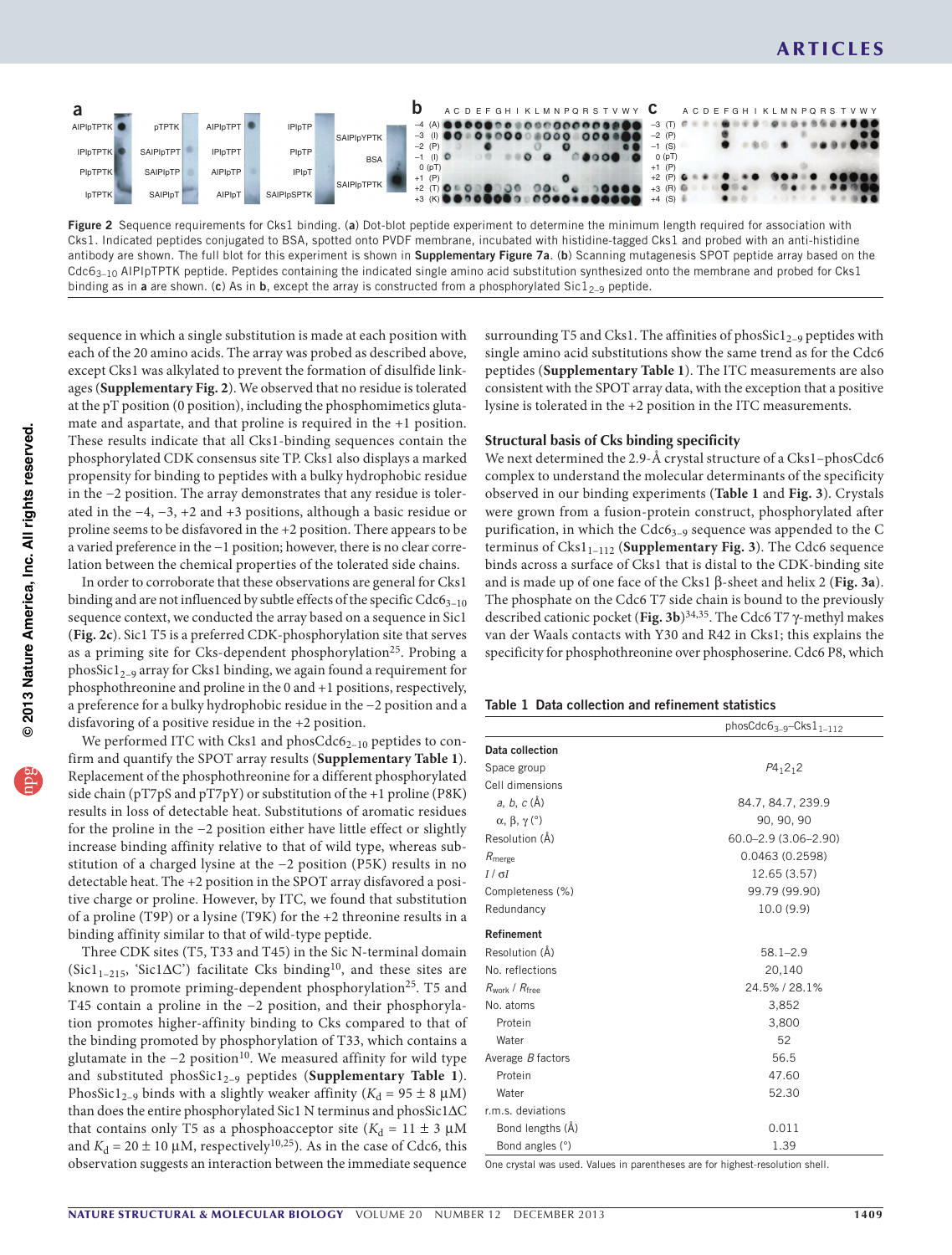Figure 2 Sequence requirements for Cks1 binding. (**a**) Dot-blot peptide experiment to determine the minimum length required for association with Cks1. Indicated peptides conjugated to BSA, spotted onto PVDF membrane, incubated with histidine-tagged Cks1 and probed with an anti-histidine antibody are shown. The full blot for this experiment is shown in **Supplementary Figure 7a**. (**b**) Scanning mutagenesis SPOT peptide array based on the $Cdc6_{3-10}$ AIPIpTPTK peptide. Peptides containing the indicated single amino acid substitution synthesized onto the membrane and probed for Cks1 binding as in **a** are shown. (**c**) As in **b**, except the array is constructed from a phosphorylated $Sic1_{2-9}$ peptide.

sequence in which a single substitution is made at each position with each of the 20 amino acids. The array was probed as described above, except Cks1 was alkylated to prevent the formation of disulfide linkages (**Supplementary Fig. 2**). We observed that no residue is tolerated at the pT position (0 position), including the phosphomimetics glutamate and aspartate, and that proline is required in the +1 position. These results indicate that all Cks1-binding sequences contain the phosphorylated CDK consensus site TP. Cks1 also displays a marked propensity for binding to peptides with a bulky hydrophobic residue in the −2 position. The array demonstrates that any residue is tolerated in the −4, −3, +2 and +3 positions, although a basic residue or proline seems to be disfavored in the +2 position. There appears to be a varied preference in the −1 position; however, there is no clear correlation between the chemical properties of the tolerated side chains.

In order to corroborate that these observations are general for Cks1 binding and are not influenced by subtle effects of the specific $Cdc6_{3-10}$ sequence context, we conducted the array based on a sequence in Sic1 (**Fig. 2c**). Sic1 T5 is a preferred CDK-phosphorylation site that serves as a priming site for Cks-dependent phosphorylation[25]. Probing a $phosSic1_{2-9}$ array for Cks1 binding, we again found a requirement for phosphothreonine and proline in the 0 and +1 positions, respectively, a preference for a bulky hydrophobic residue in the −2 position and a disfavoring of a positive residue in the +2 position.

We performed ITC with Cks1 and $phosCdc6_{2-10}$ peptides to confirm and quantify the SPOT array results (**Supplementary Table 1**). Replacement of the phosphothreonine for a different phosphorylated side chain (pT7pS and pT7pY) or substitution of the +1 proline (P8K) results in loss of detectable heat. Substitutions of aromatic residues for the proline in the −2 position either have little effect or slightly increase binding affinity relative to that of wild type, whereas substitution of a charged lysine at the −2 position (P5K) results in no detectable heat. The +2 position in the SPOT array disfavored a positive charge or proline. However, by ITC, we found that substitution of a proline (T9P) or a lysine (T9K) for the +2 threonine results in a binding affinity similar to that of wild-type peptide.

Three CDK sites (T5, T33 and T45) in the Sic N-terminal domain ($Sic1_{1-215}$, 'Sic1ΔC') facilitate Cks binding[10], and these sites are known to promote priming-dependent phosphorylation[25]. T5 and T45 contain a proline in the −2 position, and their phosphorylation promotes higher-affinity binding to Cks compared to that of the binding promoted by phosphorylation of T33, which contains a glutamate in the −2 position[10]. We measured affinity for wild type and substituted $phosSic1_{2-9}$ peptides (**Supplementary Table 1**). $PhosSic1_{2-9}$ binds with a slightly weaker affinity ($K_d = 95 \pm 8$ μM) than does the entire phosphorylated Sic1 N terminus and phosSic1ΔC that contains only T5 as a phosphoacceptor site ($K_d = 11 \pm 3$ μM and $K_d = 20 \pm 10$ μM, respectively[10,25]). As in the case of Cdc6, this observation suggests an interaction between the immediate sequence surrounding T5 and Cks1. The affinities of $phosSic1_{2-9}$ peptides with single amino acid substitutions show the same trend as for the Cdc6 peptides (**Supplementary Table 1**). The ITC measurements are also consistent with the SPOT array data, with the exception that a positive lysine is tolerated in the +2 position in the ITC measurements.

### Structural basis of Cks binding specificity

We next determined the 2.9-Å crystal structure of a Cks1–phosCdc6 complex to understand the molecular determinants of the specificity observed in our binding experiments (**Table 1** and **Fig. 3**). Crystals were grown from a fusion-protein construct, phosphorylated after purification, in which the $Cdc6_{3-9}$ sequence was appended to the C terminus of $Cks1_{1-112}$ (**Supplementary Fig. 3**). The Cdc6 sequence binds across a surface of Cks1 that is distal to the CDK-binding site and is made up of one face of the Cks1 β-sheet and helix 2 (**Fig. 3a**). The phosphate on the Cdc6 T7 side chain is bound to the previously described cationic pocket (**Fig. 3b**)[34,35]. The Cdc6 T7 γ-methyl makes van der Waals contacts with Y30 and R42 in Cks1; this explains the specificity for phosphothreonine over phosphoserine. Cdc6 P8, which

**Table 1** Data collection and refinement statistics

| | $phosCdc6_{3-9}$–$Cks1_{1-112}$ |
|---|---|
| **Data collection** | |
| Space group | $P4_12_12$ |
| Cell dimensions | |
| *a*, *b*, *c* (Å) | 84.7, 84.7, 239.9 |
| α, β, γ (°) | 90, 90, 90 |
| Resolution (Å) | 60.0–2.9 (3.06–2.90) |
| $R_{merge}$ | 0.0463 (0.2598) |
| $I / \sigma I$ | 12.65 (3.57) |
| Completeness (%) | 99.79 (99.90) |
| Redundancy | 10.0 (9.9) |
| **Refinement** | |
| Resolution (Å) | 58.1–2.9 |
| No. reflections | 20,140 |
| $R_{work}$ / $R_{free}$ | 24.5% / 28.1% |
| No. atoms | 3,852 |
| Protein | 3,800 |
| Water | 52 |
| Average *B* factors | 56.5 |
| Protein | 47.60 |
| Water | 52.30 |
| r.m.s. deviations | |
| Bond lengths (Å) | 0.011 |
| Bond angles (°) | 1.39 |

One crystal was used. Values in parentheses are for highest-resolution shell.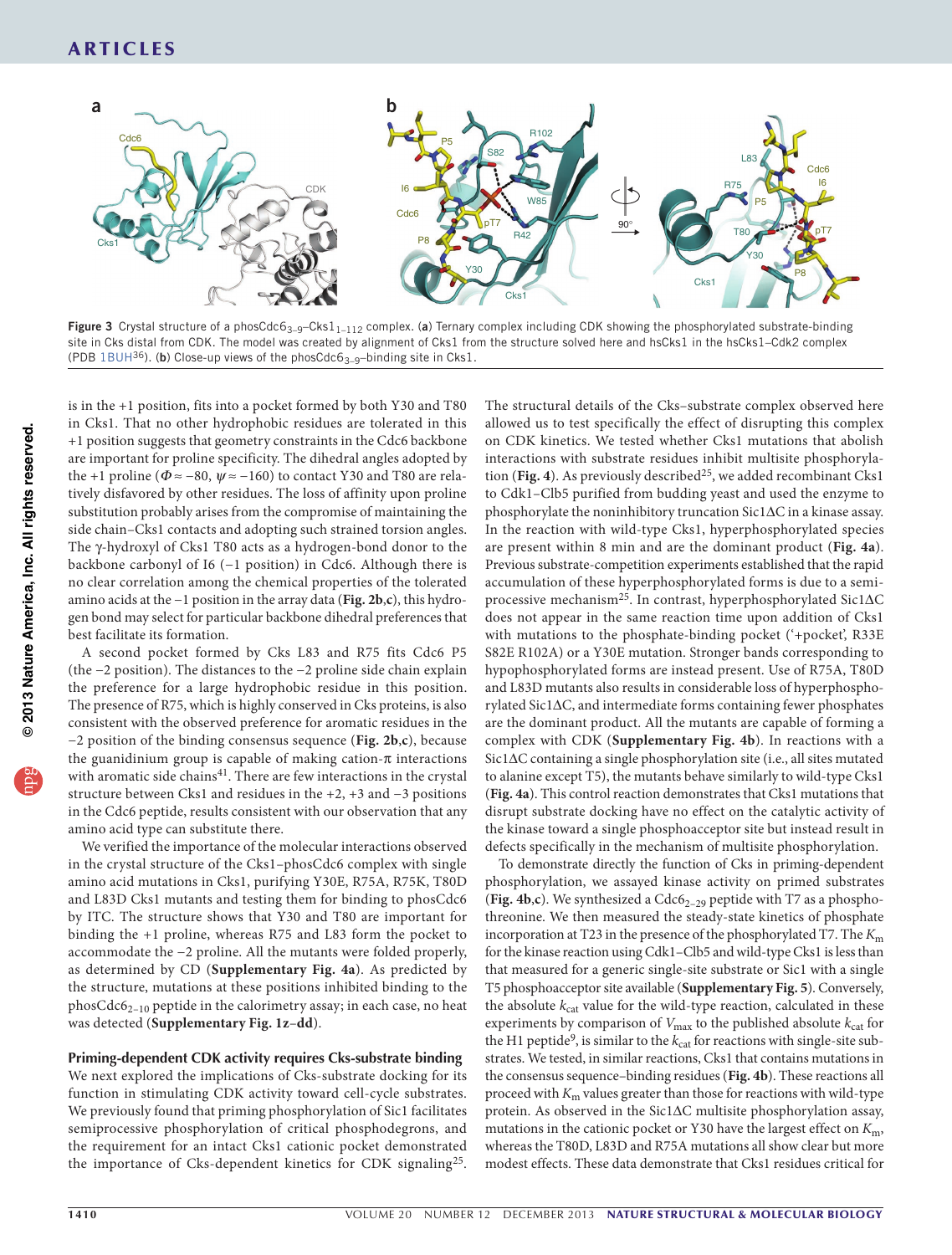Figure 3 Crystal structure of a phosCdc6$_{3–9}$–Cks1$_{1–112}$ complex. (**a**) Ternary complex including CDK showing the phosphorylated substrate-binding site in Cks distal from CDK. The model was created by alignment of Cks1 from the structure solved here and hsCks1 in the hsCks1–Cdk2 complex (PDB 1BUH[36]). (**b**) Close-up views of the phosCdc6$_{3–9}$–binding site in Cks1.

is in the +1 position, fits into a pocket formed by both Y30 and T80 in Cks1. That no other hydrophobic residues are tolerated in this +1 position suggests that geometry constraints in the Cdc6 backbone are important for proline specificity. The dihedral angles adopted by the +1 proline ($\Phi \approx -80$, $\psi \approx -160$) to contact Y30 and T80 are relatively disfavored by other residues. The loss of affinity upon proline substitution probably arises from the compromise of maintaining the side chain–Cks1 contacts and adopting such strained torsion angles. The γ-hydroxyl of Cks1 T80 acts as a hydrogen-bond donor to the backbone carbonyl of I6 (−1 position) in Cdc6. Although there is no clear correlation among the chemical properties of the tolerated amino acids at the −1 position in the array data (**Fig. 2b**,**c**), this hydrogen bond may select for particular backbone dihedral preferences that best facilitate its formation.

A second pocket formed by Cks L83 and R75 fits Cdc6 P5 (the −2 position). The distances to the −2 proline side chain explain the preference for a large hydrophobic residue in this position. The presence of R75, which is highly conserved in Cks proteins, is also consistent with the observed preference for aromatic residues in the −2 position of the binding consensus sequence (**Fig. 2b**,**c**), because the guanidinium group is capable of making cation-π interactions with aromatic side chains[41]. There are few interactions in the crystal structure between Cks1 and residues in the +2, +3 and −3 positions in the Cdc6 peptide, results consistent with our observation that any amino acid type can substitute there.

We verified the importance of the molecular interactions observed in the crystal structure of the Cks1–phosCdc6 complex with single amino acid mutations in Cks1, purifying Y30E, R75A, R75K, T80D and L83D Cks1 mutants and testing them for binding to phosCdc6 by ITC. The structure shows that Y30 and T80 are important for binding the +1 proline, whereas R75 and L83 form the pocket to accommodate the −2 proline. All the mutants were folded properly, as determined by CD (**Supplementary Fig. 4a**). As predicted by the structure, mutations at these positions inhibited binding to the phosCdc6$_{2–10}$ peptide in the calorimetry assay; in each case, no heat was detected (**Supplementary Fig. 1z–dd**).

**Priming-dependent CDK activity requires Cks-substrate binding**

We next explored the implications of Cks-substrate docking for its function in stimulating CDK activity toward cell-cycle substrates. We previously found that priming phosphorylation of Sic1 facilitates semiprocessive phosphorylation of critical phosphodegrons, and the requirement for an intact Cks1 cationic pocket demonstrated the importance of Cks-dependent kinetics for CDK signaling[25]. The structural details of the Cks–substrate complex observed here allowed us to test specifically the effect of disrupting this complex on CDK kinetics. We tested whether Cks1 mutations that abolish interactions with substrate residues inhibit multisite phosphorylation (**Fig. 4**). As previously described[25], we added recombinant Cks1 to Cdk1–Clb5 purified from budding yeast and used the enzyme to phosphorylate the noninhibitory truncation Sic1ΔC in a kinase assay. In the reaction with wild-type Cks1, hyperphosphorylated species are present within 8 min and are the dominant product (**Fig. 4a**). Previous substrate-competition experiments established that the rapid accumulation of these hyperphosphorylated forms is due to a semiprocessive mechanism[25]. In contrast, hyperphosphorylated Sic1ΔC does not appear in the same reaction time upon addition of Cks1 with mutations to the phosphate-binding pocket ('+pocket', R33E S82E R102A) or a Y30E mutation. Stronger bands corresponding to hypophosphorylated forms are instead present. Use of R75A, T80D and L83D mutants also results in considerable loss of hyperphosphorylated Sic1ΔC, and intermediate forms containing fewer phosphates are the dominant product. All the mutants are capable of forming a complex with CDK (**Supplementary Fig. 4b**). In reactions with a Sic1ΔC containing a single phosphorylation site (i.e., all sites mutated to alanine except T5), the mutants behave similarly to wild-type Cks1 (**Fig. 4a**). This control reaction demonstrates that Cks1 mutations that disrupt substrate docking have no effect on the catalytic activity of the kinase toward a single phosphoacceptor site but instead result in defects specifically in the mechanism of multisite phosphorylation.

To demonstrate directly the function of Cks in priming-dependent phosphorylation, we assayed kinase activity on primed substrates (**Fig. 4b**,**c**). We synthesized a Cdc6$_{2–29}$ peptide with T7 as a phosphothreonine. We then measured the steady-state kinetics of phosphate incorporation at T23 in the presence of the phosphorylated T7. The $K_m$ for the kinase reaction using Cdk1–Clb5 and wild-type Cks1 is less than that measured for a generic single-site substrate or Sic1 with a single T5 phosphoacceptor site available (**Supplementary Fig. 5**). Conversely, the absolute $k_{cat}$ value for the wild-type reaction, calculated in these experiments by comparison of $V_{max}$ to the published absolute $k_{cat}$ for the H1 peptide[9], is similar to the $k_{cat}$ for reactions with single-site substrates. We tested, in similar reactions, Cks1 that contains mutations in the consensus sequence–binding residues (**Fig. 4b**). These reactions all proceed with $K_m$ values greater than those for reactions with wild-type protein. As observed in the Sic1ΔC multisite phosphorylation assay, mutations in the cationic pocket or Y30 have the largest effect on $K_m$, whereas the T80D, L83D and R75A mutations all show clear but more modest effects. These data demonstrate that Cks1 residues critical for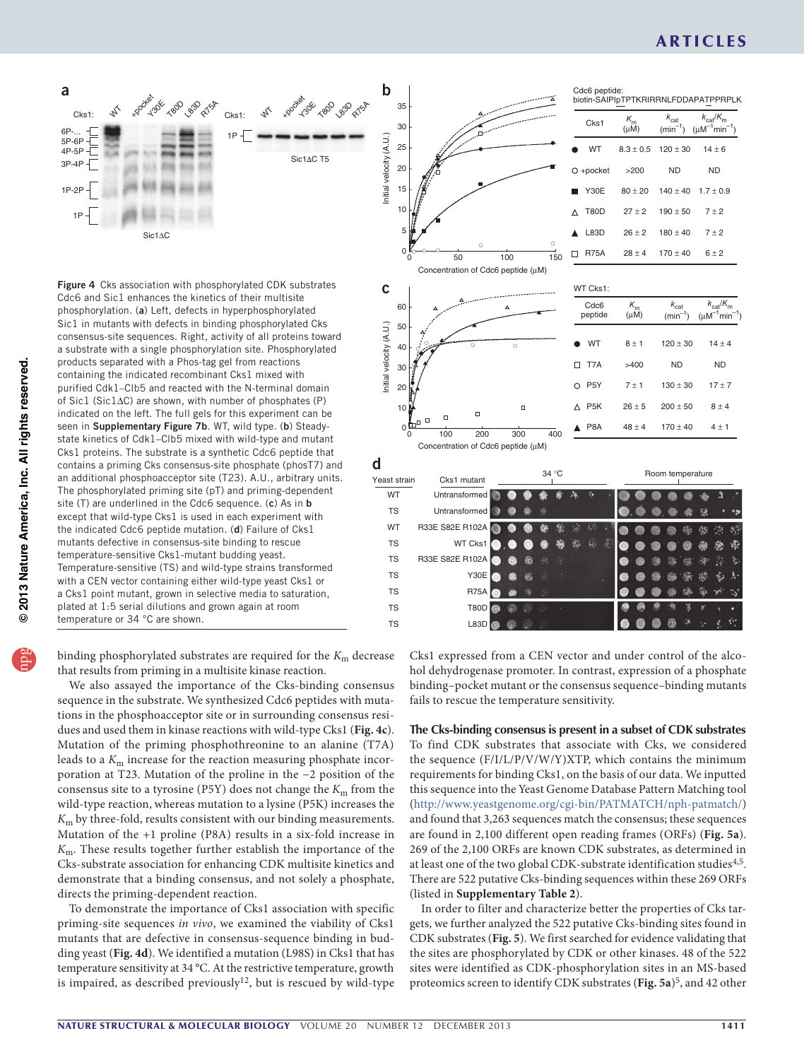| Cks1 | $K_m$ (μM) | $k_{cat}$ (min$^{-1}$) | $k_{cat}/K_m$ (μM$^{-1}$min$^{-1}$) |
|---|---|---|---|
| WT | 8.3 ± 0.5 | 120 ± 30 | 14 ± 6 |
| +pocket | >200 | ND | ND |
| Y30E | 80 ± 20 | 140 ± 40 | 1.7 ± 0.9 |
| T80D | 27 ± 2 | 190 ± 50 | 7 ± 2 |
| L83D | 26 ± 2 | 180 ± 40 | 7 ± 2 |
| R75A | 28 ± 4 | 170 ± 40 | 6 ± 2 |

| Cdc6 peptide | $K_m$ (μM) | $k_{cat}$ (min$^{-1}$) | $k_{cat}/K_m$ (μM$^{-1}$min$^{-1}$) |
|---|---|---|---|
| WT | 8 ± 1 | 120 ± 30 | 14 ± 4 |
| T7A | >400 | ND | ND |
| P5Y | 7 ± 1 | 130 ± 30 | 17 ± 7 |
| P5K | 26 ± 5 | 200 ± 50 | 8 ± 4 |
| P8A | 48 ± 4 | 170 ± 40 | 4 ± 1 |

**Figure 4** Cks association with phosphorylated CDK substrates Cdc6 and Sic1 enhances the kinetics of their multisite phosphorylation. (**a**) Left, defects in hyperphosphorylated Sic1 in mutants with defects in binding phosphorylated Cks consensus-site sequences. Right, activity of all proteins toward a substrate with a single phosphorylation site. Phosphorylated products separated with a Phos-tag gel from reactions containing the indicated recombinant Cks1 mixed with purified Cdk1–Clb5 and reacted with the N-terminal domain of Sic1 (Sic1ΔC) are shown, with number of phosphates (P) indicated on the left. The full gels for this experiment can be seen in **Supplementary Figure 7b**. WT, wild type. (**b**) Steady-state kinetics of Cdk1–Clb5 mixed with wild-type and mutant Cks1 proteins. The substrate is a synthetic Cdc6 peptide that contains a priming Cks consensus-site phosphate (phosT7) and an additional phosphoacceptor site (T23). A.U., arbitrary units. The phosphorylated priming site (pT) and priming-dependent site (T) are underlined in the Cdc6 sequence. (**c**) As in **b** except that wild-type Cks1 is used in each experiment with the indicated Cdc6 peptide mutation. (**d**) Failure of Cks1 mutants defective in consensus-site binding to rescue temperature-sensitive Cks1-mutant budding yeast. Temperature-sensitive (TS) and wild-type strains transformed with a CEN vector containing either wild-type yeast Cks1 or a Cks1 point mutant, grown in selective media to saturation, plated at 1:5 serial dilutions and grown again at room temperature or 34 °C are shown.

binding phosphorylated substrates are required for the $K_m$ decrease that results from priming in a multisite kinase reaction.

We also assayed the importance of the Cks-binding consensus sequence in the substrate. We synthesized Cdc6 peptides with mutations in the phosphoacceptor site or in surrounding consensus residues and used them in kinase reactions with wild-type Cks1 (**Fig. 4c**). Mutation of the priming phosphothreonine to an alanine (T7A) leads to a $K_m$ increase for the reaction measuring phosphate incorporation at T23. Mutation of the proline in the −2 position of the consensus site to a tyrosine (P5Y) does not change the $K_m$ from the wild-type reaction, whereas mutation to a lysine (P5K) increases the $K_m$ by three-fold, results consistent with our binding measurements. Mutation of the +1 proline (P8A) results in a six-fold increase in $K_m$. These results together further establish the importance of the Cks-substrate association for enhancing CDK multisite kinetics and demonstrate that a binding consensus, and not solely a phosphate, directs the priming-dependent reaction.

To demonstrate the importance of Cks1 association with specific priming-site sequences *in vivo*, we examined the viability of Cks1 mutants that are defective in consensus-sequence binding in budding yeast (**Fig. 4d**). We identified a mutation (L98S) in Cks1 that has temperature sensitivity at 34 °C. At the restrictive temperature, growth is impaired, as described previously[12], but is rescued by wild-type Cks1 expressed from a CEN vector and under control of the alcohol dehydrogenase promoter. In contrast, expression of a phosphate binding–pocket mutant or the consensus sequence–binding mutants fails to rescue the temperature sensitivity.

### The Cks-binding consensus is present in a subset of CDK substrates

To find CDK substrates that associate with Cks, we considered the sequence (F/I/L/P/V/W/Y)XTP, which contains the minimum requirements for binding Cks1, on the basis of our data. We inputted this sequence into the Yeast Genome Database Pattern Matching tool (http://www.yeastgenome.org/cgi-bin/PATMATCH/nph-patmatch/) and found that 3,263 sequences match the consensus; these sequences are found in 2,100 different open reading frames (ORFs) (**Fig. 5a**). 269 of the 2,100 ORFs are known CDK substrates, as determined in at least one of the two global CDK-substrate identification studies[4,5]. There are 522 putative Cks-binding sequences within these 269 ORFs (listed in **Supplementary Table 2**).

In order to filter and characterize better the properties of Cks targets, we further analyzed the 522 putative Cks-binding sites found in CDK substrates (**Fig. 5**). We first searched for evidence validating that the sites are phosphorylated by CDK or other kinases. 48 of the 522 sites were identified as CDK-phosphorylation sites in an MS-based proteomics screen to identify CDK substrates (**Fig. 5a**)[5], and 42 other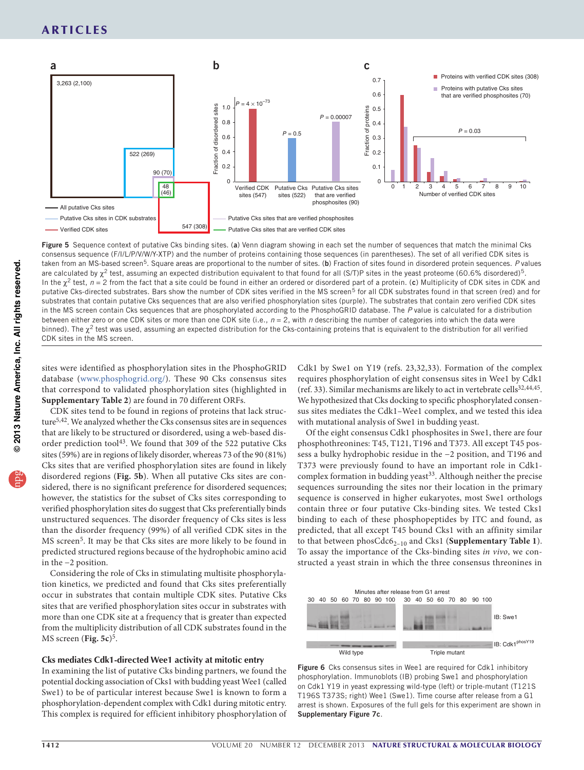Figure 5 Sequence context of putative Cks binding sites. (**a**) Venn diagram showing in each set the number of sequences that match the minimal Cks consensus sequence (F/I/L/P/V/W/Y-XTP) and the number of proteins containing those sequences (in parentheses). The set of all verified CDK sites is taken from an MS-based screen[5]. Square areas are proportional to the number of sites. (**b**) Fraction of sites found in disordered protein sequences. *P* values are calculated by $\chi^2$ test, assuming an expected distribution equivalent to that found for all (S/T)P sites in the yeast proteome (60.6% disordered)[5]. In the $\chi^2$ test, $n = 2$ from the fact that a site could be found in either an ordered or disordered part of a protein. (**c**) Multiplicity of CDK sites in CDK and putative Cks-directed substrates. Bars show the number of CDK sites verified in the MS screen[5] for all CDK substrates found in that screen (red) and for substrates that contain putative Cks sequences that are also verified phosphorylation sites (purple). The substrates that contain zero verified CDK sites in the MS screen contain Cks sequences that are phosphorylated according to the PhosphoGRID database. The *P* value is calculated for a distribution between either zero or one CDK sites or more than one CDK site (i.e., $n = 2$, with *n* describing the number of categories into which the data were binned). The $\chi^2$ test was used, assuming an expected distribution for the Cks-containing proteins that is equivalent to the distribution for all verified CDK sites in the MS screen.

sites were identified as phosphorylation sites in the PhosphoGRID database (www.phosphogrid.org/). These 90 Cks consensus sites that correspond to validated phosphorylation sites (highlighted in **Supplementary Table 2**) are found in 70 different ORFs.

CDK sites tend to be found in regions of proteins that lack structure[5,42]. We analyzed whether the Cks consensus sites are in sequences that are likely to be structured or disordered, using a web-based disorder prediction tool[43]. We found that 309 of the 522 putative Cks sites (59%) are in regions of likely disorder, whereas 73 of the 90 (81%) Cks sites that are verified phosphorylation sites are found in likely disordered regions (**Fig. 5b**). When all putative Cks sites are considered, there is no significant preference for disordered sequences; however, the statistics for the subset of Cks sites corresponding to verified phosphorylation sites do suggest that Cks preferentially binds unstructured sequences. The disorder frequency of Cks sites is less than the disorder frequency (99%) of all verified CDK sites in the MS screen[5]. It may be that Cks sites are more likely to be found in predicted structured regions because of the hydrophobic amino acid in the −2 position.

Considering the role of Cks in stimulating multisite phosphorylation kinetics, we predicted and found that Cks sites preferentially occur in substrates that contain multiple CDK sites. Putative Cks sites that are verified phosphorylation sites occur in substrates with more than one CDK site at a frequency that is greater than expected from the multiplicity distribution of all CDK substrates found in the MS screen (**Fig. 5c**)[5].

## Cks mediates Cdk1-directed Wee1 activity at mitotic entry

In examining the list of putative Cks binding partners, we found the potential docking association of Cks1 with budding yeast Wee1 (called Swe1) to be of particular interest because Swe1 is known to form a phosphorylation-dependent complex with Cdk1 during mitotic entry. This complex is required for efficient inhibitory phosphorylation of Cdk1 by Swe1 on Y19 (refs. 23,32,33). Formation of the complex requires phosphorylation of eight consensus sites in Wee1 by Cdk1 (ref. 33). Similar mechanisms are likely to act in vertebrate cells[32,44,45]. We hypothesized that Cks docking to specific phosphorylated consensus sites mediates the Cdk1–Wee1 complex, and we tested this idea with mutational analysis of Swe1 in budding yeast.

Of the eight consensus Cdk1 phosphosites in Swe1, there are four phosphothreonines: T45, T121, T196 and T373. All except T45 possess a bulky hydrophobic residue in the −2 position, and T196 and T373 were previously found to have an important role in Cdk1-complex formation in budding yeast[33]. Although neither the precise sequences surrounding the sites nor their location in the primary sequence is conserved in higher eukaryotes, most Swe1 orthologs contain three or four putative Cks-binding sites. We tested Cks1 binding to each of these phosphopeptides by ITC and found, as predicted, that all except T45 bound Cks1 with an affinity similar to that between phosCdc6$_{2-10}$ and Cks1 (**Supplementary Table 1**). To assay the importance of the Cks-binding sites *in vivo*, we constructed a yeast strain in which the three consensus threonines in

Figure 6 Cks consensus sites in Wee1 are required for Cdk1 inhibitory phosphorylation. Immunoblots (IB) probing Swe1 and phosphorylation on Cdk1 Y19 in yeast expressing wild-type (left) or triple-mutant (T121S T196S T373S; right) Wee1 (Swe1). Time course after release from a G1 arrest is shown. Exposures of the full gels for this experiment are shown in **Supplementary Figure 7c**.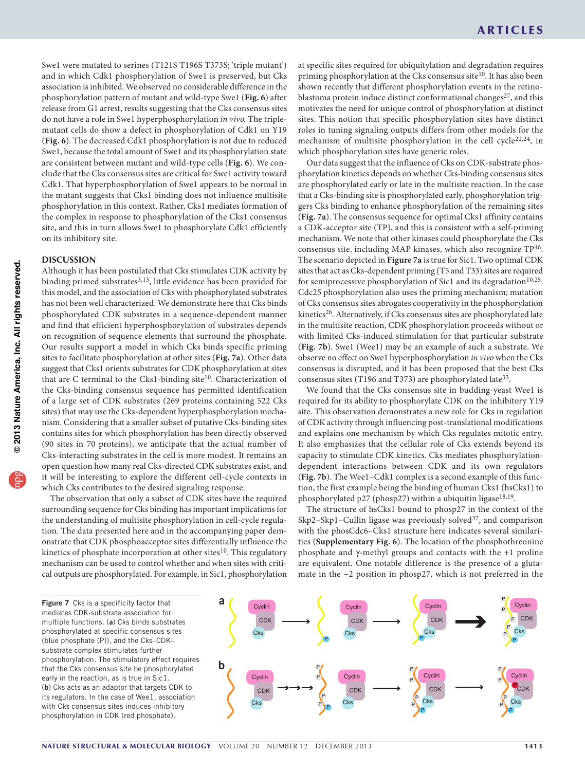Swe1 were mutated to serines (T121S T196S T373S; 'triple mutant') and in which Cdk1 phosphorylation of Swe1 is preserved, but Cks association is inhibited. We observed no considerable difference in the phosphorylation pattern of mutant and wild-type Swe1 (**Fig. 6**) after release from G1 arrest, results suggesting that the Cks consensus sites do not have a role in Swe1 hyperphosphorylation *in vivo*. The triple-mutant cells do show a defect in phosphorylation of Cdk1 on Y19 (**Fig. 6**). The decreased Cdk1 phosphorylation is not due to reduced Swe1, because the total amount of Swe1 and its phosphorylation state are consistent between mutant and wild-type cells (**Fig. 6**). We conclude that the Cks consensus sites are critical for Swe1 activity toward Cdk1. That hyperphosphorylation of Swe1 appears to be normal in the mutant suggests that Cks1 binding does not influence multisite phosphorylation in this context. Rather, Cks1 mediates formation of the complex in response to phosphorylation of the Cks1 consensus site, and this in turn allows Swe1 to phosphorylate Cdk1 efficiently on its inhibitory site.

## DISCUSSION

Although it has been postulated that Cks stimulates CDK activity by binding primed substrates[3,13], little evidence has been provided for this model, and the association of Cks with phosphorylated substrates has not been well characterized. We demonstrate here that Cks binds phosphorylated CDK substrates in a sequence-dependent manner and find that efficient hyperphosphorylation of substrates depends on recognition of sequence elements that surround the phosphate. Our results support a model in which Cks binds specific priming sites to facilitate phosphorylation at other sites (**Fig. 7a**). Other data suggest that Cks1 orients substrates for CDK phosphorylation at sites that are C terminal to the Cks1-binding site[10]. Characterization of the Cks-binding consensus sequence has permitted identification of a large set of CDK substrates (269 proteins containing 522 Cks sites) that may use the Cks-dependent hyperphosphorylation mechanism. Considering that a smaller subset of putative Cks-binding sites contains sites for which phosphorylation has been directly observed (90 sites in 70 proteins), we anticipate that the actual number of Cks-interacting substrates in the cell is more modest. It remains an open question how many real Cks-directed CDK substrates exist, and it will be interesting to explore the different cell-cycle contexts in which Cks contributes to the desired signaling response.

The observation that only a subset of CDK sites have the required surrounding sequence for Cks binding has important implications for the understanding of multisite phosphorylation in cell-cycle regulation. The data presented here and in the accompanying paper demonstrate that CDK phosphoacceptor sites differentially influence the kinetics of phosphate incorporation at other sites[10]. This regulatory mechanism can be used to control whether and when sites with critical outputs are phosphorylated. For example, in Sic1, phosphorylation at specific sites required for ubiquitylation and degradation requires priming phosphorylation at the Cks consensus site[10]. It has also been shown recently that different phosphorylation events in the retinoblastoma protein induce distinct conformational changes[27], and this motivates the need for unique control of phosphorylation at distinct sites. This notion that specific phosphorylation sites have distinct roles in tuning signaling outputs differs from other models for the mechanism of multisite phosphorylation in the cell cycle[22,24], in which phosphorylation sites have generic roles.

Our data suggest that the influence of Cks on CDK-substrate phosphorylation kinetics depends on whether Cks-binding consensus sites are phosphorylated early or late in the multisite reaction. In the case that a Cks-binding site is phosphorylated early, phosphorylation triggers Cks binding to enhance phosphorylation of the remaining sites (**Fig. 7a**). The consensus sequence for optimal Cks1 affinity contains a CDK-acceptor site (TP), and this is consistent with a self-priming mechanism. We note that other kinases could phosphorylate the Cks consensus site, including MAP kinases, which also recognize TP[46]. The scenario depicted in **Figure 7a** is true for Sic1. Two optimal CDK sites that act as Cks-dependent priming (T5 and T33) sites are required for semiprocessive phosphorylation of Sic1 and its degradation[10,25]. Cdc25 phosphorylation also uses the priming mechanism; mutation of Cks consensus sites abrogates cooperativity in the phosphorylation kinetics[26]. Alternatively, if Cks consensus sites are phosphorylated late in the multisite reaction, CDK phosphorylation proceeds without or with limited Cks-induced stimulation for that particular substrate (**Fig. 7b**). Swe1 (Wee1) may be an example of such a substrate. We observe no effect on Swe1 hyperphosphorylation *in vivo* when the Cks consensus is disrupted, and it has been proposed that the best Cks consensus sites (T196 and T373) are phosphorylated late[33].

We found that the Cks consensus site in budding-yeast Wee1 is required for its ability to phosphorylate CDK on the inhibitory Y19 site. This observation demonstrates a new role for Cks in regulation of CDK activity through influencing post-translational modifications and explains one mechanism by which Cks regulates mitotic entry. It also emphasizes that the cellular role of Cks extends beyond its capacity to stimulate CDK kinetics. Cks mediates phosphorylation-dependent interactions between CDK and its own regulators (**Fig. 7b**). The Wee1–Cdk1 complex is a second example of this function, the first example being the binding of human Cks1 (hsCks1) to phosphorylated p27 (phosp27) within a ubiquitin ligase[18,19].

The structure of hsCks1 bound to phosp27 in the context of the Skp2–Skp1–Cullin ligase was previously solved[37], and comparison with the phosCdc6–Cks1 structure here indicates several similarities (**Supplementary Fig. 6**). The location of the phosphothreonine phosphate and γ-methyl groups and contacts with the +1 proline are equivalent. One notable difference is the presence of a glutamate in the −2 position in phosp27, which is not preferred in the

**Figure 7** Cks is a specificity factor that mediates CDK-substrate association for multiple functions. (**a**) Cks binds substrates phosphorylated at specific consensus sites (blue phosphate (P)), and the Cks–CDK–substrate complex stimulates further phosphorylation. The stimulatory effect requires that the Cks consensus site be phosphorylated early in the reaction, as is true in Sic1. (**b**) Cks acts as an adaptor that targets CDK to its regulators. In the case of Wee1, association with Cks consensus sites induces inhibitory phosphorylation in CDK (red phosphate).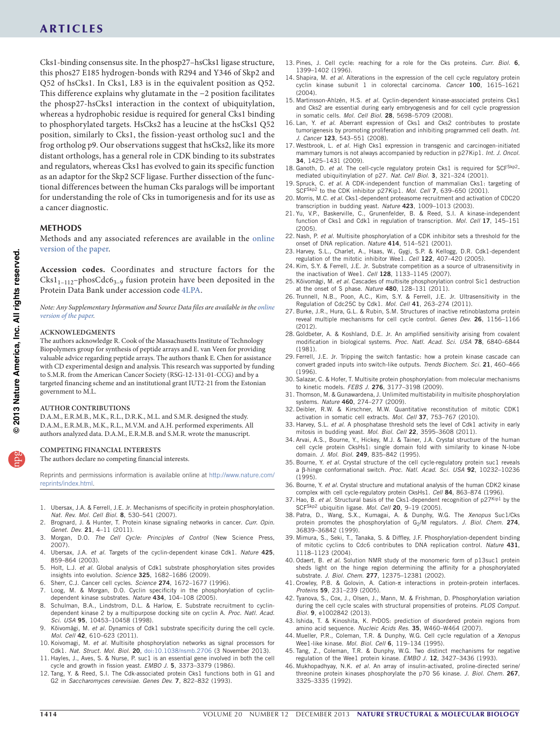Cks1-binding consensus site. In the phosp27–hsCks1 ligase structure, this phos27 E185 hydrogen-bonds with R294 and Y346 of Skp2 and Q52 of hsCks1. In Cks1, L83 is in the equivalent position as Q52. This difference explains why glutamate in the −2 position facilitates the phosp27-hsCks1 interaction in the context of ubiquitylation, whereas a hydrophobic residue is required for general Cks1 binding to phosphorylated targets. HsCks2 has a leucine at the hsCks1 Q52 position, similarly to Cks1, the fission-yeast ortholog suc1 and the frog ortholog p9. Our observations suggest that hsCks2, like its more distant orthologs, has a general role in CDK binding to its substrates and regulators, whereas Cks1 has evolved to gain its specific function as an adaptor for the Skp2 SCF ligase. Further dissection of the functional differences between the human Cks paralogs will be important for understanding the role of Cks in tumorigenesis and for its use as a cancer diagnostic.

## METHODS

Methods and any associated references are available in the online version of the paper.

**Accession codes.** Coordinates and structure factors for the $Cks1_{1-112}$–phos$Cdc6_{3-9}$ fusion protein have been deposited in the Protein Data Bank under accession code 4LPA.

*Note: Any Supplementary Information and Source Data files are available in the online version of the paper.*

### ACKNOWLEDGMENTS

The authors acknowledge R. Cook of the Massachusetts Institute of Technology Biopolymers group for synthesis of peptide arrays and E. van Veen for providing valuable advice regarding peptide arrays. The authors thank E. Chen for assistance with CD experimental design and analysis. This research was supported by funding to S.M.R. from the American Cancer Society (RSG-12-131-01-CCG) and by a targeted financing scheme and an institutional grant IUT2-21 from the Estonian government to M.L.

### AUTHOR CONTRIBUTIONS

D.A.M., E.R.M.B., M.K., R.L., D.R.K., M.L. and S.M.R. designed the study. D.A.M., E.R.M.B., M.K., R.L., M.V.M. and A.H. performed experiments. All authors analyzed data. D.A.M., E.R.M.B. and S.M.R. wrote the manuscript.

### COMPETING FINANCIAL INTERESTS

The authors declare no competing financial interests.

Reprints and permissions information is available online at http://www.nature.com/reprints/index.html.

1. Ubersax, J.A. & Ferrell, J.E. Jr. Mechanisms of specificity in protein phosphorylation. *Nat. Rev. Mol. Cell Biol.* **8**, 530–541 (2007).
2. Brognard, J. & Hunter, T. Protein kinase signaling networks in cancer. *Curr. Opin. Genet. Dev.* **21**, 4–11 (2011).
3. Morgan, D.O. *The Cell Cycle: Principles of Control* (New Science Press, 2007).
4. Ubersax, J.A. *et al.* Targets of the cyclin-dependent kinase Cdk1. *Nature* **425**, 859–864 (2003).
5. Holt, L.J. *et al.* Global analysis of Cdk1 substrate phosphorylation sites provides insights into evolution. *Science* **325**, 1682–1686 (2009).
6. Sherr, C.J. Cancer cell cycles. *Science* **274**, 1672–1677 (1996).
7. Loog, M. & Morgan, D.O. Cyclin specificity in the phosphorylation of cyclin-dependent kinase substrates. *Nature* **434**, 104–108 (2005).
8. Schulman, B.A., Lindstrom, D.L. & Harlow, E. Substrate recruitment to cyclin-dependent kinase 2 by a multipurpose docking site on cyclin A. *Proc. Natl. Acad. Sci. USA* **95**, 10453–10458 (1998).
9. Kõivomägi, M. *et al.* Dynamics of Cdk1 substrate specificity during the cell cycle. *Mol. Cell* **42**, 610–623 (2011).
10. Koivomagi, M. *et al.* Multisite phosphorylation networks as signal processors for Cdk1. *Nat. Struct. Mol. Biol.* **20**, doi:10.1038/nsmb.2706 (3 November 2013).
11. Hayles, J., Aves, S. & Nurse, P. suc1 is an essential gene involved in both the cell cycle and growth in fission yeast. *EMBO J.* **5**, 3373–3379 (1986).
12. Tang, Y. & Reed, S.I. The Cdk-associated protein Cks1 functions both in G1 and G2 in *Saccharomyces cerevisiae*. *Genes Dev.* **7**, 822–832 (1993).
13. Pines, J. Cell cycle: reaching for a role for the Cks proteins. *Curr. Biol.* **6**, 1399–1402 (1996).
14. Shapira, M. *et al.* Alterations in the expression of the cell cycle regulatory protein cyclin kinase subunit 1 in colorectal carcinoma. *Cancer* **100**, 1615–1621 (2004).
15. Martinsson-Ahlzén, H.S. *et al.* Cyclin-dependent kinase-associated proteins Cks1 and Cks2 are essential during early embryogenesis and for cell cycle progression in somatic cells. *Mol. Cell Biol.* **28**, 5698–5709 (2008).
16. Lan, Y. *et al.* Aberrant expression of Cks1 and Cks2 contributes to prostate tumorigenesis by promoting proliferation and inhibiting programmed cell death. *Int. J. Cancer* **123**, 543–551 (2008).
17. Westbrook, L. *et al.* High Cks1 expression in transgenic and carcinogen-initiated mammary tumors is not always accompanied by reduction in p27Kip1. *Int. J. Oncol.* **34**, 1425–1431 (2009).
18. Ganoth, D. *et al.* The cell-cycle regulatory protein Cks1 is required for $SCF^{Skp2}$-mediated ubiquitinylation of p27. *Nat. Cell Biol.* **3**, 321–324 (2001).
19. Spruck, C. *et al.* A CDK-independent function of mammalian Cks1: targeting of $SCF^{Skp2}$ to the CDK inhibitor p27Kip1. *Mol. Cell* **7**, 639–650 (2001).
20. Morris, M.C. *et al.* Cks1-dependent proteasome recruitment and activation of CDC20 transcription in budding yeast. *Nature* **423**, 1009–1013 (2003).
21. Yu, V.P., Baskerville, C., Grunenfelder, B. & Reed, S.I. A kinase-independent function of Cks1 and Cdk1 in regulation of transcription. *Mol. Cell* **17**, 145–151 (2005).
22. Nash, P. *et al.* Multisite phosphorylation of a CDK inhibitor sets a threshold for the onset of DNA replication. *Nature* **414**, 514–521 (2001).
23. Harvey, S.L., Charlet, A., Haas, W., Gygi, S.P. & Kellogg, D.R. Cdk1-dependent regulation of the mitotic inhibitor Wee1. *Cell* **122**, 407–420 (2005).
24. Kim, S.Y. & Ferrell, J.E. Jr. Substrate competition as a source of ultrasensitivity in the inactivation of Wee1. *Cell* **128**, 1133–1145 (2007).
25. Kõivomägi, M. *et al.* Cascades of multisite phosphorylation control Sic1 destruction at the onset of S phase. *Nature* **480**, 128–131 (2011).
26. Trunnell, N.B., Poon, A.C., Kim, S.Y. & Ferrell, J.E. Jr. Ultrasensitivity in the Regulation of Cdc25C by Cdk1. *Mol. Cell* **41**, 263–274 (2011).
27. Burke, J.R., Hura, G.L. & Rubin, S.M. Structures of inactive retinoblastoma protein reveal multiple mechanisms for cell cycle control. *Genes Dev.* **26**, 1156–1166 (2012).
28. Goldbeter, A. & Koshland, D.E. Jr. An amplified sensitivity arising from covalent modification in biological systems. *Proc. Natl. Acad. Sci. USA* **78**, 6840–6844 (1981).
29. Ferrell, J.E. Jr. Tripping the switch fantastic: how a protein kinase cascade can convert graded inputs into switch-like outputs. *Trends Biochem. Sci.* **21**, 460–466 (1996).
30. Salazar, C. & Hofer, T. Multisite protein phosphorylation: from molecular mechanisms to kinetic models. *FEBS J.* **276**, 3177–3198 (2009).
31. Thomson, M. & Gunawardena, J. Unlimited multistability in multisite phosphorylation systems. *Nature* **460**, 274–277 (2009).
32. Deibler, R.W. & Kirschner, M.W. Quantitative reconstitution of mitotic CDK1 activation in somatic cell extracts. *Mol. Cell* **37**, 753–767 (2010).
33. Harvey, S.L. *et al.* A phosphatase threshold sets the level of Cdk1 activity in early mitosis in budding yeast. *Mol. Biol. Cell* **22**, 3595–3608 (2011).
34. Arvai, A.S., Bourne, Y., Hickey, M.J. & Tainer, J.A. Crystal structure of the human cell cycle protein CksHs1: single domain fold with similarity to kinase N-lobe domain. *J. Mol. Biol.* **249**, 835–842 (1995).
35. Bourne, Y. *et al.* Crystal structure of the cell cycle-regulatory protein suc1 reveals a β-hinge conformational switch. *Proc. Natl. Acad. Sci. USA* **92**, 10232–10236 (1995).
36. Bourne, Y. *et al.* Crystal structure and mutational analysis of the human CDK2 kinase complex with cell cycle-regulatory protein CksHs1. *Cell* **84**, 863–874 (1996).
37. Hao, B. *et al.* Structural basis of the Cks1-dependent recognition of $p27^{Kip1}$ by the $SCF^{Skp2}$ ubiquitin ligase. *Mol. Cell* **20**, 9–19 (2005).
38. Patra, D., Wang, S.X., Kumagai, A. & Dunphy, W.G. The *Xenopus* Suc1/Cks protein promotes the phosphorylation of $G_2$/M regulators. *J. Biol. Chem.* **274**, 36839–36842 (1999).
39. Mimura, S., Seki, T., Tanaka, S. & Diffley, J.F. Phosphorylation-dependent binding of mitotic cyclins to Cdc6 contributes to DNA replication control. *Nature* **431**, 1118–1123 (2004).
40. Odaert, B. *et al.* Solution NMR study of the monomeric form of p13suc1 protein sheds light on the hinge region determining the affinity for a phosphorylated substrate. *J. Biol. Chem.* **277**, 12375–12381 (2002).
41. Crowley, P.B. & Golovin, A. Cation-π interactions in protein-protein interfaces. *Proteins* **59**, 231–239 (2005).
42. Tyanova, S., Cox, J., Olsen, J., Mann, M. & Frishman, D. Phosphorylation variation during the cell cycle scales with structural propensities of proteins. *PLOS Comput. Biol.* **9**, e1002842 (2013).
43. Ishida, T. & Kinoshita, K. PrDOS: prediction of disordered protein regions from amino acid sequence. *Nucleic Acids Res.* **35**, W460–W464 (2007).
44. Mueller, P.R., Coleman, T.R. & Dunphy, W.G. Cell cycle regulation of a *Xenopus* Wee1-like kinase. *Mol. Biol. Cell* **6**, 119–134 (1995).
45. Tang, Z., Coleman, T.R. & Dunphy, W.G. Two distinct mechanisms for negative regulation of the Wee1 protein kinase. *EMBO J.* **12**, 3427–3436 (1993).
46. Mukhopadhyay, N.K. *et al.* An array of insulin-activated, proline-directed serine/threonine protein kinases phosphorylate the p70 S6 kinase. *J. Biol. Chem.* **267**, 3325–3335 (1992).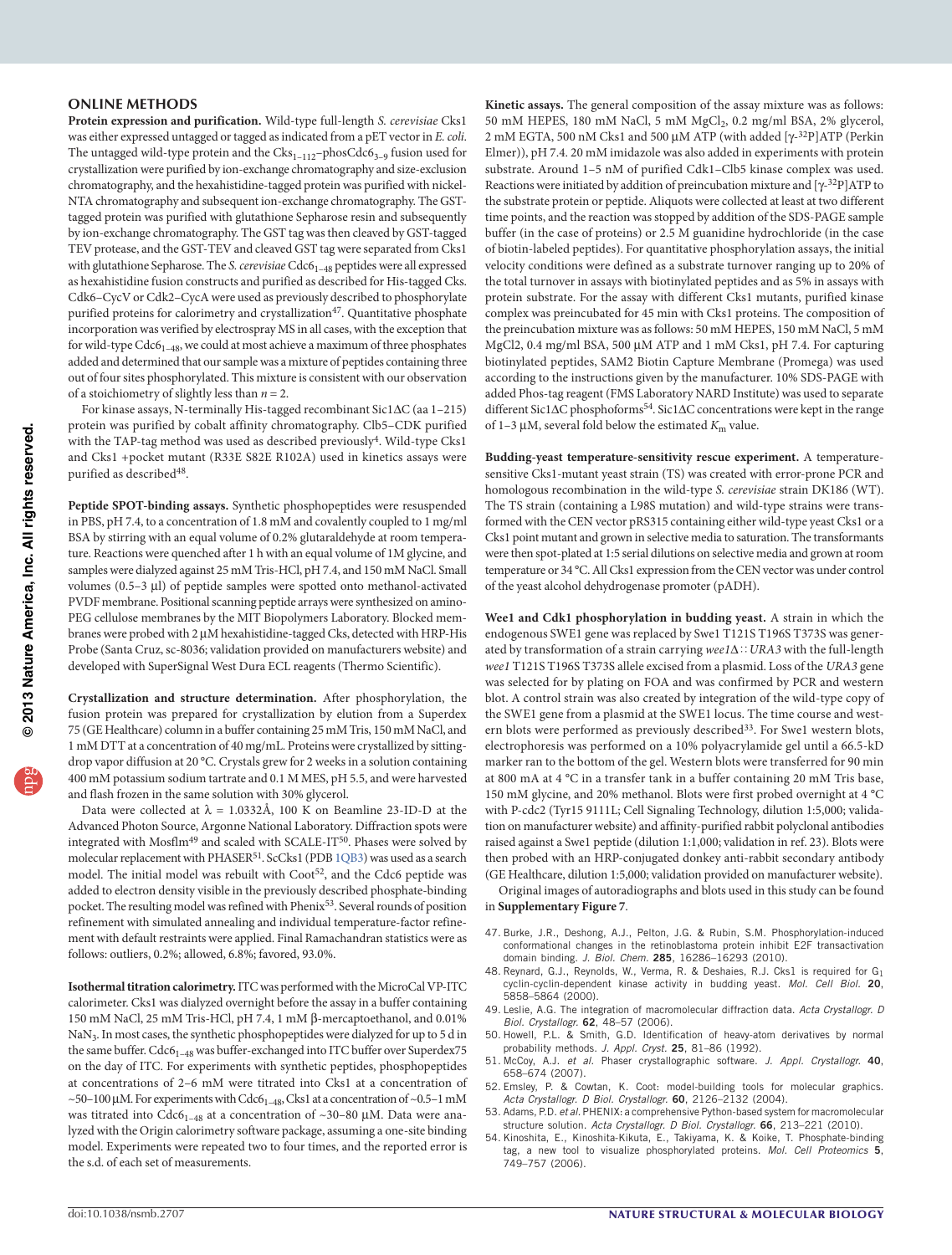## ONLINE METHODS

**Protein expression and purification.** Wild-type full-length *S. cerevisiae* Cks1 was either expressed untagged or tagged as indicated from a pET vector in *E. coli*. The untagged wild-type protein and the $Cks_{1-112}$–phos$Cdc6_{3-9}$ fusion used for crystallization were purified by ion-exchange chromatography and size-exclusion chromatography, and the hexahistidine-tagged protein was purified with nickel-NTA chromatography and subsequent ion-exchange chromatography. The GST-tagged protein was purified with glutathione Sepharose resin and subsequently by ion-exchange chromatography. The GST tag was then cleaved by GST-tagged TEV protease, and the GST-TEV and cleaved GST tag were separated from Cks1 with glutathione Sepharose. The *S. cerevisiae* $Cdc6_{1-48}$ peptides were all expressed as hexahistidine fusion constructs and purified as described for His-tagged Cks. Cdk6–CycV or Cdk2–CycA were used as previously described to phosphorylate purified proteins for calorimetry and crystallization[47]. Quantitative phosphate incorporation was verified by electrospray MS in all cases, with the exception that for wild-type $Cdc6_{1-48}$, we could at most achieve a maximum of three phosphates added and determined that our sample was a mixture of peptides containing three out of four sites phosphorylated. This mixture is consistent with our observation of a stoichiometry of slightly less than $n = 2$.

For kinase assays, N-terminally His-tagged recombinant Sic1ΔC (aa 1–215) protein was purified by cobalt affinity chromatography. Clb5–CDK purified with the TAP-tag method was used as described previously[4]. Wild-type Cks1 and Cks1 +pocket mutant (R33E S82E R102A) used in kinetics assays were purified as described[48].

**Peptide SPOT-binding assays.** Synthetic phosphopeptides were resuspended in PBS, pH 7.4, to a concentration of 1.8 mM and covalently coupled to 1 mg/ml BSA by stirring with an equal volume of 0.2% glutaraldehyde at room temperature. Reactions were quenched after 1 h with an equal volume of 1M glycine, and samples were dialyzed against 25 mM Tris-HCl, pH 7.4, and 150 mM NaCl. Small volumes (0.5–3 µl) of peptide samples were spotted onto methanol-activated PVDF membrane. Positional scanning peptide arrays were synthesized on amino-PEG cellulose membranes by the MIT Biopolymers Laboratory. Blocked membranes were probed with 2 µM hexahistidine-tagged Cks, detected with HRP-His Probe (Santa Cruz, sc-8036; validation provided on manufacturers website) and developed with SuperSignal West Dura ECL reagents (Thermo Scientific).

**Crystallization and structure determination.** After phosphorylation, the fusion protein was prepared for crystallization by elution from a Superdex 75 (GE Healthcare) column in a buffer containing 25 mM Tris, 150 mM NaCl, and 1 mM DTT at a concentration of 40 mg/mL. Proteins were crystallized by sitting-drop vapor diffusion at 20 °C. Crystals grew for 2 weeks in a solution containing 400 mM potassium sodium tartrate and 0.1 M MES, pH 5.5, and were harvested and flash frozen in the same solution with 30% glycerol.

Data were collected at λ = 1.0332Å, 100 K on Beamline 23-ID-D at the Advanced Photon Source, Argonne National Laboratory. Diffraction spots were integrated with Mosflm[49] and scaled with SCALE-IT[50]. Phases were solved by molecular replacement with PHASER[51]. ScCks1 (PDB 1QB3) was used as a search model. The initial model was rebuilt with Coot[52], and the Cdc6 peptide was added to electron density visible in the previously described phosphate-binding pocket. The resulting model was refined with Phenix[53]. Several rounds of position refinement with simulated annealing and individual temperature-factor refinement with default restraints were applied. Final Ramachandran statistics were as follows: outliers, 0.2%; allowed, 6.8%; favored, 93.0%.

**Isothermal titration calorimetry.** ITC was performed with the MicroCal VP-ITC calorimeter. Cks1 was dialyzed overnight before the assay in a buffer containing 150 mM NaCl, 25 mM Tris-HCl, pH 7.4, 1 mM β-mercaptoethanol, and 0.01% $NaN_3$. In most cases, the synthetic phosphopeptides were dialyzed for up to 5 d in the same buffer. $Cdc6_{1-48}$ was buffer-exchanged into ITC buffer over Superdex75 on the day of ITC. For experiments with synthetic peptides, phosphopeptides at concentrations of 2–6 mM were titrated into Cks1 at a concentration of ~50–100 µM. For experiments with $Cdc6_{1-48}$, Cks1 at a concentration of ~0.5–1 mM was titrated into $Cdc6_{1-48}$ at a concentration of ~30–80 µM. Data were analyzed with the Origin calorimetry software package, assuming a one-site binding model. Experiments were repeated two to four times, and the reported error is the s.d. of each set of measurements.

**Kinetic assays.** The general composition of the assay mixture was as follows: 50 mM HEPES, 180 mM NaCl, 5 mM $MgCl_2$, 0.2 mg/ml BSA, 2% glycerol, 2 mM EGTA, 500 nM Cks1 and 500 µM ATP (with added [$\gamma$-$^{32}$P]ATP (Perkin Elmer)), pH 7.4. 20 mM imidazole was also added in experiments with protein substrate. Around 1–5 nM of purified Cdk1–Clb5 kinase complex was used. Reactions were initiated by addition of preincubation mixture and [$\gamma$-$^{32}$P]ATP to the substrate protein or peptide. Aliquots were collected at least at two different time points, and the reaction was stopped by addition of the SDS-PAGE sample buffer (in the case of proteins) or 2.5 M guanidine hydrochloride (in the case of biotin-labeled peptides). For quantitative phosphorylation assays, the initial velocity conditions were defined as a substrate turnover ranging up to 20% of the total turnover in assays with biotinylated peptides and as 5% in assays with protein substrate. For the assay with different Cks1 mutants, purified kinase complex was preincubated for 45 min with Cks1 proteins. The composition of the preincubation mixture was as follows: 50 mM HEPES, 150 mM NaCl, 5 mM MgCl2, 0.4 mg/ml BSA, 500 µM ATP and 1 mM Cks1, pH 7.4. For capturing biotinylated peptides, SAM2 Biotin Capture Membrane (Promega) was used according to the instructions given by the manufacturer. 10% SDS-PAGE with added Phos-tag reagent (FMS Laboratory NARD Institute) was used to separate different Sic1ΔC phosphoforms[54]. Sic1ΔC concentrations were kept in the range of 1–3 µM, several fold below the estimated $K_m$ value.

**Budding-yeast temperature-sensitivity rescue experiment.** A temperature-sensitive Cks1-mutant yeast strain (TS) was created with error-prone PCR and homologous recombination in the wild-type *S. cerevisiae* strain DK186 (WT). The TS strain (containing a L98S mutation) and wild-type strains were transformed with the CEN vector pRS315 containing either wild-type yeast Cks1 or a Cks1 point mutant and grown in selective media to saturation. The transformants were then spot-plated at 1:5 serial dilutions on selective media and grown at room temperature or 34 °C. All Cks1 expression from the CEN vector was under control of the yeast alcohol dehydrogenase promoter (pADH).

**Wee1 and Cdk1 phosphorylation in budding yeast.** A strain in which the endogenous SWE1 gene was replaced by Swe1 T121S T196S T373S was generated by transformation of a strain carrying *wee1*Δ::*URA3* with the full-length *wee1* T121S T196S T373S allele excised from a plasmid. Loss of the *URA3* gene was selected for by plating on FOA and was confirmed by PCR and western blot. A control strain was also created by integration of the wild-type copy of the SWE1 gene from a plasmid at the SWE1 locus. The time course and western blots were performed as previously described[33]. For Swe1 western blots, electrophoresis was performed on a 10% polyacrylamide gel until a 66.5-kD marker ran to the bottom of the gel. Western blots were transferred for 90 min at 800 mA at 4 °C in a transfer tank in a buffer containing 20 mM Tris base, 150 mM glycine, and 20% methanol. Blots were first probed overnight at 4 °C with P-cdc2 (Tyr15 9111L; Cell Signaling Technology, dilution 1:5,000; validation on manufacturer website) and affinity-purified rabbit polyclonal antibodies raised against a Swe1 peptide (dilution 1:1,000; validation in ref. 23). Blots were then probed with an HRP-conjugated donkey anti-rabbit secondary antibody (GE Healthcare, dilution 1:5,000; validation provided on manufacturer website).

Original images of autoradiographs and blots used in this study can be found in **Supplementary Figure 7**.

47. Burke, J.R., Deshong, A.J., Pelton, J.G. & Rubin, S.M. Phosphorylation-induced conformational changes in the retinoblastoma protein inhibit E2F transactivation domain binding. *J. Biol. Chem.* **285**, 16286–16293 (2010).
48. Reynard, G.J., Reynolds, W., Verma, R. & Deshaies, R.J. Cks1 is required for $G_1$ cyclin-cyclin-dependent kinase activity in budding yeast. *Mol. Cell Biol.* **20**, 5858–5864 (2000).
49. Leslie, A.G. The integration of macromolecular diffraction data. *Acta Crystallogr. D Biol. Crystallogr.* **62**, 48–57 (2006).
50. Howell, P.L. & Smith, G.D. Identification of heavy-atom derivatives by normal probability methods. *J. Appl. Cryst.* **25**, 81–86 (1992).
51. McCoy, A.J. *et al.* Phaser crystallographic software. *J. Appl. Crystallogr.* **40**, 658–674 (2007).
52. Emsley, P. & Cowtan, K. Coot: model-building tools for molecular graphics. *Acta Crystallogr. D Biol. Crystallogr.* **60**, 2126–2132 (2004).
53. Adams, P.D. *et al.* PHENIX: a comprehensive Python-based system for macromolecular structure solution. *Acta Crystallogr. D Biol. Crystallogr.* **66**, 213–221 (2010).
54. Kinoshita, E., Kinoshita-Kikuta, E., Takiyama, K. & Koike, T. Phosphate-binding tag, a new tool to visualize phosphorylated proteins. *Mol. Cell Proteomics* **5**, 749–757 (2006).